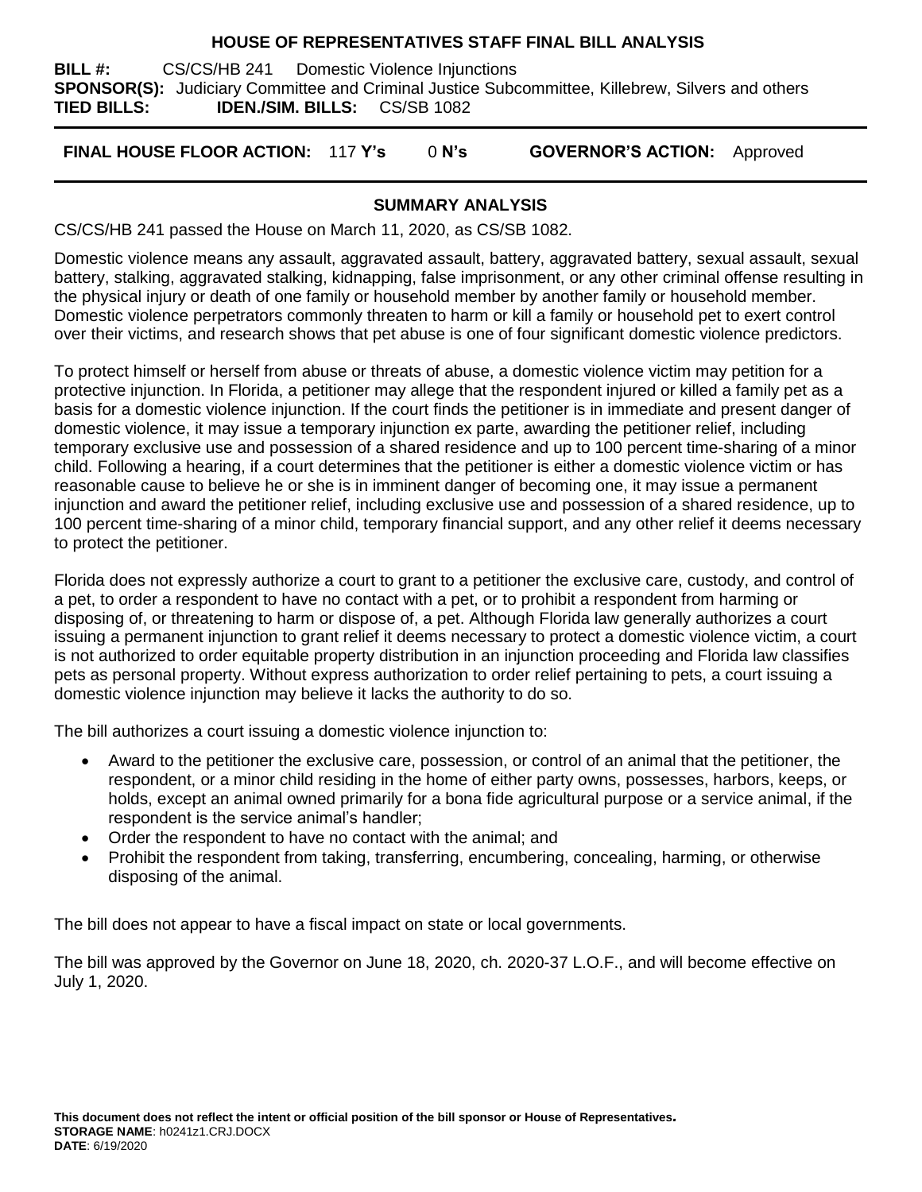# HOUSE OF REPRESENTATIVES STAFF FINAL BILL ANALYSIS

**BILL #:** CS/CS/HB 241 Domestic Violence Injunctions
**SPONSOR(S):** Judiciary Committee and Criminal Justice Subcommittee, Killebrew, Silvers and others
**TIED BILLS:** **IDEN./SIM. BILLS:** CS/SB 1082

**FINAL HOUSE FLOOR ACTION:** 117 **Y's** 0 **N's** **GOVERNOR'S ACTION:** Approved

## SUMMARY ANALYSIS

CS/CS/HB 241 passed the House on March 11, 2020, as CS/SB 1082.

Domestic violence means any assault, aggravated assault, battery, aggravated battery, sexual assault, sexual battery, stalking, aggravated stalking, kidnapping, false imprisonment, or any other criminal offense resulting in the physical injury or death of one family or household member by another family or household member. Domestic violence perpetrators commonly threaten to harm or kill a family or household pet to exert control over their victims, and research shows that pet abuse is one of four significant domestic violence predictors.

To protect himself or herself from abuse or threats of abuse, a domestic violence victim may petition for a protective injunction. In Florida, a petitioner may allege that the respondent injured or killed a family pet as a basis for a domestic violence injunction. If the court finds the petitioner is in immediate and present danger of domestic violence, it may issue a temporary injunction ex parte, awarding the petitioner relief, including temporary exclusive use and possession of a shared residence and up to 100 percent time-sharing of a minor child. Following a hearing, if a court determines that the petitioner is either a domestic violence victim or has reasonable cause to believe he or she is in imminent danger of becoming one, it may issue a permanent injunction and award the petitioner relief, including exclusive use and possession of a shared residence, up to 100 percent time-sharing of a minor child, temporary financial support, and any other relief it deems necessary to protect the petitioner.

Florida does not expressly authorize a court to grant to a petitioner the exclusive care, custody, and control of a pet, to order a respondent to have no contact with a pet, or to prohibit a respondent from harming or disposing of, or threatening to harm or dispose of, a pet. Although Florida law generally authorizes a court issuing a permanent injunction to grant relief it deems necessary to protect a domestic violence victim, a court is not authorized to order equitable property distribution in an injunction proceeding and Florida law classifies pets as personal property. Without express authorization to order relief pertaining to pets, a court issuing a domestic violence injunction may believe it lacks the authority to do so.

The bill authorizes a court issuing a domestic violence injunction to:

- Award to the petitioner the exclusive care, possession, or control of an animal that the petitioner, the respondent, or a minor child residing in the home of either party owns, possesses, harbors, keeps, or holds, except an animal owned primarily for a bona fide agricultural purpose or a service animal, if the respondent is the service animal's handler;
- Order the respondent to have no contact with the animal; and
- Prohibit the respondent from taking, transferring, encumbering, concealing, harming, or otherwise disposing of the animal.

The bill does not appear to have a fiscal impact on state or local governments.

The bill was approved by the Governor on June 18, 2020, ch. 2020-37 L.O.F., and will become effective on July 1, 2020.

**This document does not reflect the intent or official position of the bill sponsor or House of Representatives.**
**STORAGE NAME**: h0241z1.CRJ.DOCX
**DATE**: 6/19/2020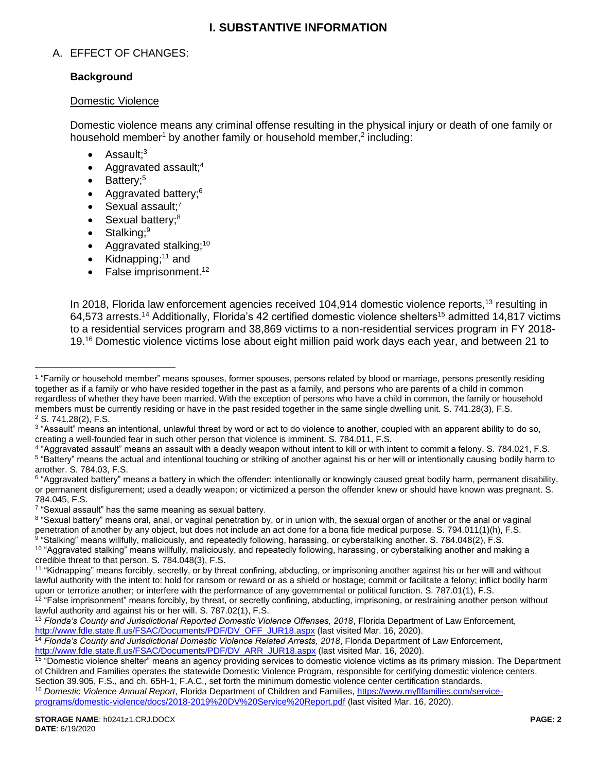# I. SUBSTANTIVE INFORMATION

## A. EFFECT OF CHANGES:

### Background

#### Domestic Violence

Domestic violence means any criminal offense resulting in the physical injury or death of one family or household member[1] by another family or household member,[2] including:

- Assault;[3]
- Aggravated assault;[4]
- Battery;[5]
- Aggravated battery;[6]
- Sexual assault;[7]
- Sexual battery;[8]
- Stalking;[9]
- Aggravated stalking;[10]
- Kidnapping;[11] and
- False imprisonment.[12]

In 2018, Florida law enforcement agencies received 104,914 domestic violence reports,[13] resulting in 64,573 arrests.[14] Additionally, Florida's 42 certified domestic violence shelters[15] admitted 14,817 victims to a residential services program and 38,869 victims to a non-residential services program in FY 2018-19.[16] Domestic violence victims lose about eight million paid work days each year, and between 21 to

---

[1] "Family or household member" means spouses, former spouses, persons related by blood or marriage, persons presently residing together as if a family or who have resided together in the past as a family, and persons who are parents of a child in common regardless of whether they have been married. With the exception of persons who have a child in common, the family or household members must be currently residing or have in the past resided together in the same single dwelling unit. S. 741.28(3), F.S.

[2] S. 741.28(2), F.S.

[3] "Assault" means an intentional, unlawful threat by word or act to do violence to another, coupled with an apparent ability to do so, creating a well-founded fear in such other person that violence is imminent. S. 784.011, F.S.

[4] "Aggravated assault" means an assault with a deadly weapon without intent to kill or with intent to commit a felony. S. 784.021, F.S.

[5] "Battery" means the actual and intentional touching or striking of another against his or her will or intentionally causing bodily harm to another. S. 784.03, F.S.

[6] "Aggravated battery" means a battery in which the offender: intentionally or knowingly caused great bodily harm, permanent disability, or permanent disfigurement; used a deadly weapon; or victimized a person the offender knew or should have known was pregnant. S. 784.045, F.S.

[7] "Sexual assault" has the same meaning as sexual battery.

[8] "Sexual battery" means oral, anal, or vaginal penetration by, or in union with, the sexual organ of another or the anal or vaginal penetration of another by any object, but does not include an act done for a bona fide medical purpose. S. 794.011(1)(h), F.S.

[9] "Stalking" means willfully, maliciously, and repeatedly following, harassing, or cyberstalking another. S. 784.048(2), F.S.

[10] "Aggravated stalking" means willfully, maliciously, and repeatedly following, harassing, or cyberstalking another and making a credible threat to that person. S. 784.048(3), F.S.

[11] "Kidnapping" means forcibly, secretly, or by threat confining, abducting, or imprisoning another against his or her will and without lawful authority with the intent to: hold for ransom or reward or as a shield or hostage; commit or facilitate a felony; inflict bodily harm upon or terrorize another; or interfere with the performance of any governmental or political function. S. 787.01(1), F.S.

[12] "False imprisonment" means forcibly, by threat, or secretly confining, abducting, imprisoning, or restraining another person without lawful authority and against his or her will. S. 787.02(1), F.S.

[13] *Florida's County and Jurisdictional Reported Domestic Violence Offenses, 2018*, Florida Department of Law Enforcement, http://www.fdle.state.fl.us/FSAC/Documents/PDF/DV_OFF_JUR18.aspx (last visited Mar. 16, 2020).

[14] *Florida's County and Jurisdictional Domestic Violence Related Arrests, 2018*, Florida Department of Law Enforcement, http://www.fdle.state.fl.us/FSAC/Documents/PDF/DV_ARR_JUR18.aspx (last visited Mar. 16, 2020).

[15] "Domestic violence shelter" means an agency providing services to domestic violence victims as its primary mission. The Department of Children and Families operates the statewide Domestic Violence Program, responsible for certifying domestic violence centers. Section 39.905, F.S., and ch. 65H-1, F.A.C., set forth the minimum domestic violence center certification standards.

[16] *Domestic Violence Annual Report*, Florida Department of Children and Families, https://www.myflfamilies.com/service-programs/domestic-violence/docs/2018-2019%20DV%20Service%20Report.pdf (last visited Mar. 16, 2020).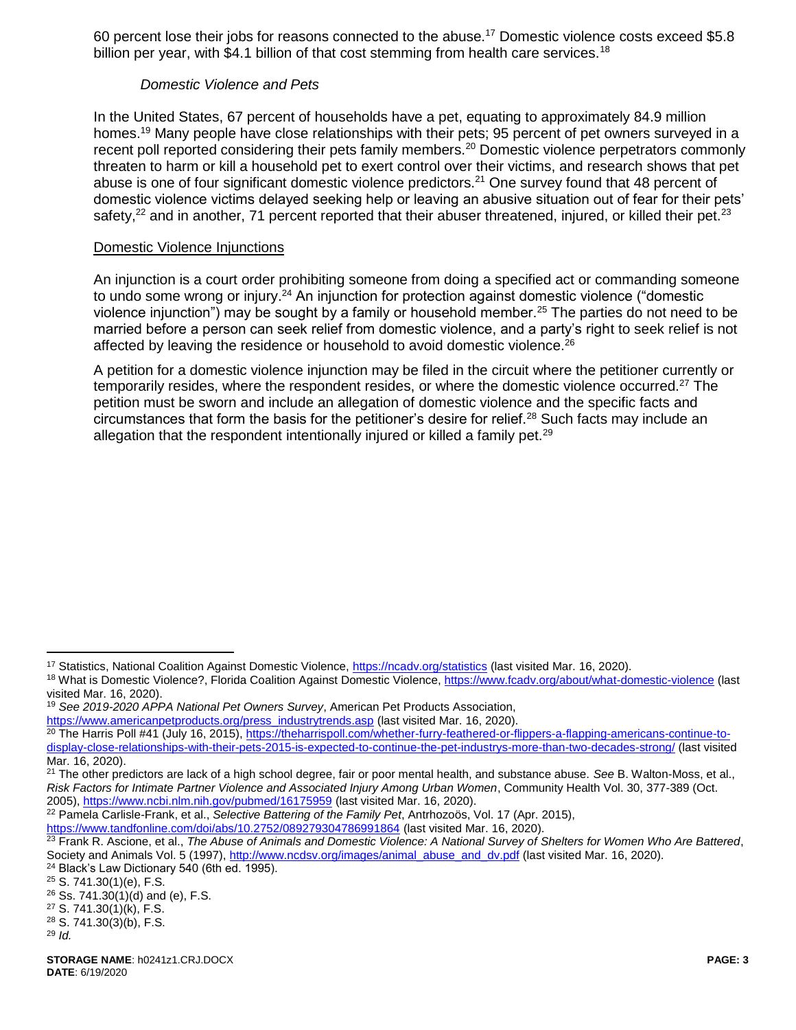60 percent lose their jobs for reasons connected to the abuse.[17] Domestic violence costs exceed $5.8 billion per year, with $4.1 billion of that cost stemming from health care services.[18]

*Domestic Violence and Pets*

In the United States, 67 percent of households have a pet, equating to approximately 84.9 million homes.[19] Many people have close relationships with their pets; 95 percent of pet owners surveyed in a recent poll reported considering their pets family members.[20] Domestic violence perpetrators commonly threaten to harm or kill a household pet to exert control over their victims, and research shows that pet abuse is one of four significant domestic violence predictors.[21] One survey found that 48 percent of domestic violence victims delayed seeking help or leaving an abusive situation out of fear for their pets' safety,[22] and in another, 71 percent reported that their abuser threatened, injured, or killed their pet.[23]

Domestic Violence Injunctions

An injunction is a court order prohibiting someone from doing a specified act or commanding someone to undo some wrong or injury.[24] An injunction for protection against domestic violence ("domestic violence injunction") may be sought by a family or household member.[25] The parties do not need to be married before a person can seek relief from domestic violence, and a party's right to seek relief is not affected by leaving the residence or household to avoid domestic violence.[26]

A petition for a domestic violence injunction may be filed in the circuit where the petitioner currently or temporarily resides, where the respondent resides, or where the domestic violence occurred.[27] The petition must be sworn and include an allegation of domestic violence and the specific facts and circumstances that form the basis for the petitioner's desire for relief.[28] Such facts may include an allegation that the respondent intentionally injured or killed a family pet.[29]

---

[17] Statistics, National Coalition Against Domestic Violence, https://ncadv.org/statistics (last visited Mar. 16, 2020).

[18] What is Domestic Violence?, Florida Coalition Against Domestic Violence, https://www.fcadv.org/about/what-domestic-violence (last visited Mar. 16, 2020).

[19] *See 2019-2020 APPA National Pet Owners Survey*, American Pet Products Association, https://www.americanpetproducts.org/press_industrytrends.asp (last visited Mar. 16, 2020).

[20] The Harris Poll #41 (July 16, 2015), https://theharrispoll.com/whether-furry-feathered-or-flippers-a-flapping-americans-continue-to-display-close-relationships-with-their-pets-2015-is-expected-to-continue-the-pet-industrys-more-than-two-decades-strong/ (last visited Mar. 16, 2020).

[21] The other predictors are lack of a high school degree, fair or poor mental health, and substance abuse. *See* B. Walton-Moss, et al., *Risk Factors for Intimate Partner Violence and Associated Injury Among Urban Women*, Community Health Vol. 30, 377-389 (Oct. 2005), https://www.ncbi.nlm.nih.gov/pubmed/16175959 (last visited Mar. 16, 2020).

[22] Pamela Carlisle-Frank, et al., *Selective Battering of the Family Pet*, Antrhozoös, Vol. 17 (Apr. 2015), https://www.tandfonline.com/doi/abs/10.2752/089279304786991864 (last visited Mar. 16, 2020).

[23] Frank R. Ascione, et al., *The Abuse of Animals and Domestic Violence: A National Survey of Shelters for Women Who Are Battered*, Society and Animals Vol. 5 (1997), http://www.ncdsv.org/images/animal_abuse_and_dv.pdf (last visited Mar. 16, 2020).

[24] Black's Law Dictionary 540 (6th ed. 1995).

[25] S. 741.30(1)(e), F.S.

[26] Ss. 741.30(1)(d) and (e), F.S.

[27] S. 741.30(1)(k), F.S.

[28] S. 741.30(3)(b), F.S.

[29] *Id.*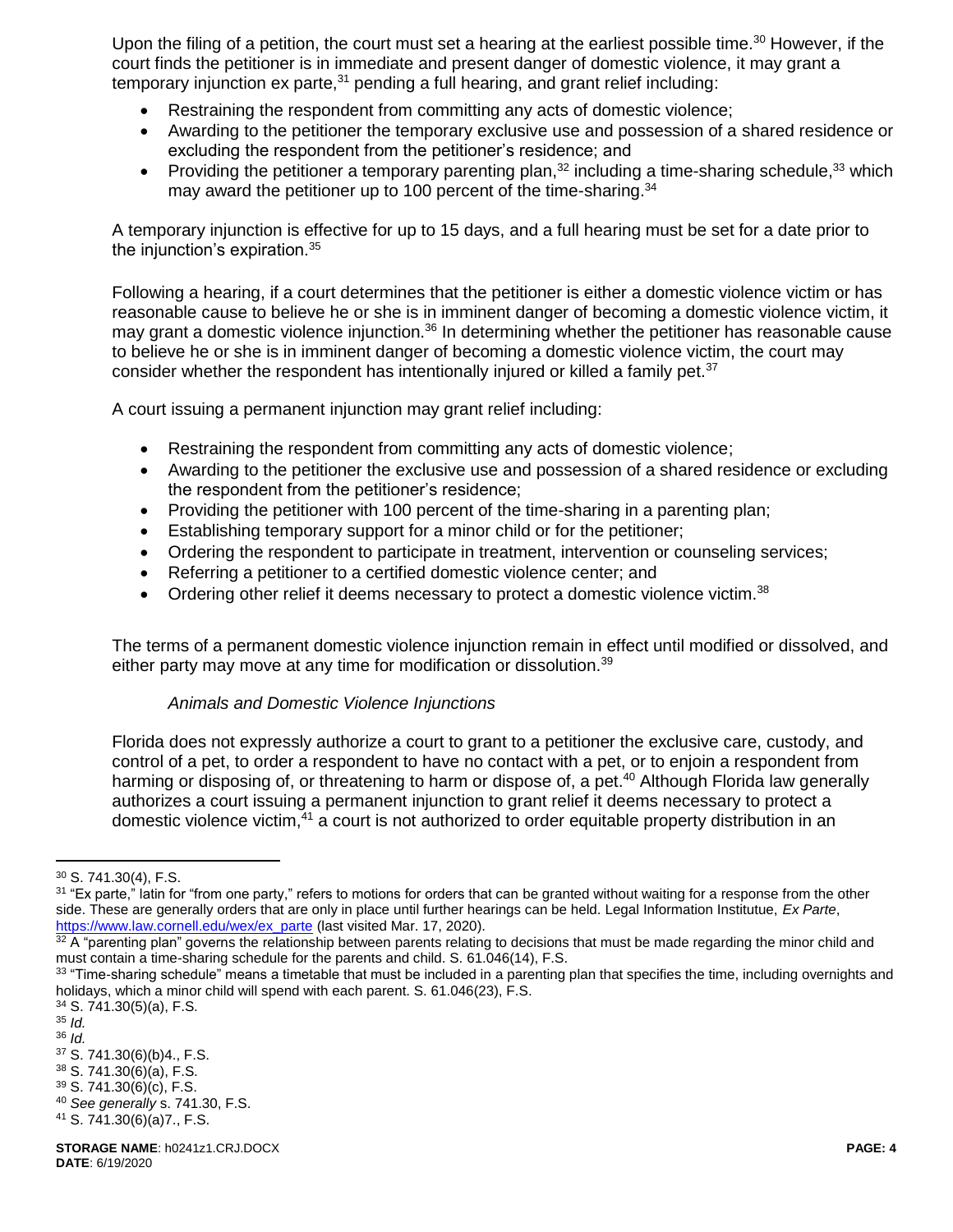Upon the filing of a petition, the court must set a hearing at the earliest possible time.[30] However, if the court finds the petitioner is in immediate and present danger of domestic violence, it may grant a temporary injunction ex parte,[31] pending a full hearing, and grant relief including:

- Restraining the respondent from committing any acts of domestic violence;
- Awarding to the petitioner the temporary exclusive use and possession of a shared residence or excluding the respondent from the petitioner's residence; and
- Providing the petitioner a temporary parenting plan,[32] including a time-sharing schedule,[33] which may award the petitioner up to 100 percent of the time-sharing.[34]

A temporary injunction is effective for up to 15 days, and a full hearing must be set for a date prior to the injunction's expiration.[35]

Following a hearing, if a court determines that the petitioner is either a domestic violence victim or has reasonable cause to believe he or she is in imminent danger of becoming a domestic violence victim, it may grant a domestic violence injunction.[36] In determining whether the petitioner has reasonable cause to believe he or she is in imminent danger of becoming a domestic violence victim, the court may consider whether the respondent has intentionally injured or killed a family pet.[37]

A court issuing a permanent injunction may grant relief including:

- Restraining the respondent from committing any acts of domestic violence;
- Awarding to the petitioner the exclusive use and possession of a shared residence or excluding the respondent from the petitioner's residence;
- Providing the petitioner with 100 percent of the time-sharing in a parenting plan;
- Establishing temporary support for a minor child or for the petitioner;
- Ordering the respondent to participate in treatment, intervention or counseling services;
- Referring a petitioner to a certified domestic violence center; and
- Ordering other relief it deems necessary to protect a domestic violence victim.[38]

The terms of a permanent domestic violence injunction remain in effect until modified or dissolved, and either party may move at any time for modification or dissolution.[39]

*Animals and Domestic Violence Injunctions*

Florida does not expressly authorize a court to grant to a petitioner the exclusive care, custody, and control of a pet, to order a respondent to have no contact with a pet, or to enjoin a respondent from harming or disposing of, or threatening to harm or dispose of, a pet.[40] Although Florida law generally authorizes a court issuing a permanent injunction to grant relief it deems necessary to protect a domestic violence victim,[41] a court is not authorized to order equitable property distribution in an

---

[30] S. 741.30(4), F.S.

[31] "Ex parte," latin for "from one party," refers to motions for orders that can be granted without waiting for a response from the other side. These are generally orders that are only in place until further hearings can be held. Legal Information Institutue, *Ex Parte*, https://www.law.cornell.edu/wex/ex_parte (last visited Mar. 17, 2020).

[32] A "parenting plan" governs the relationship between parents relating to decisions that must be made regarding the minor child and must contain a time-sharing schedule for the parents and child. S. 61.046(14), F.S.

[33] "Time-sharing schedule" means a timetable that must be included in a parenting plan that specifies the time, including overnights and holidays, which a minor child will spend with each parent. S. 61.046(23), F.S.

[34] S. 741.30(5)(a), F.S.

[35] *Id.*

[36] *Id.*

[37] S. 741.30(6)(b)4., F.S.

[38] S. 741.30(6)(a), F.S.

[39] S. 741.30(6)(c), F.S.

[40] *See generally* s. 741.30, F.S.

[41] S. 741.30(6)(a)7., F.S.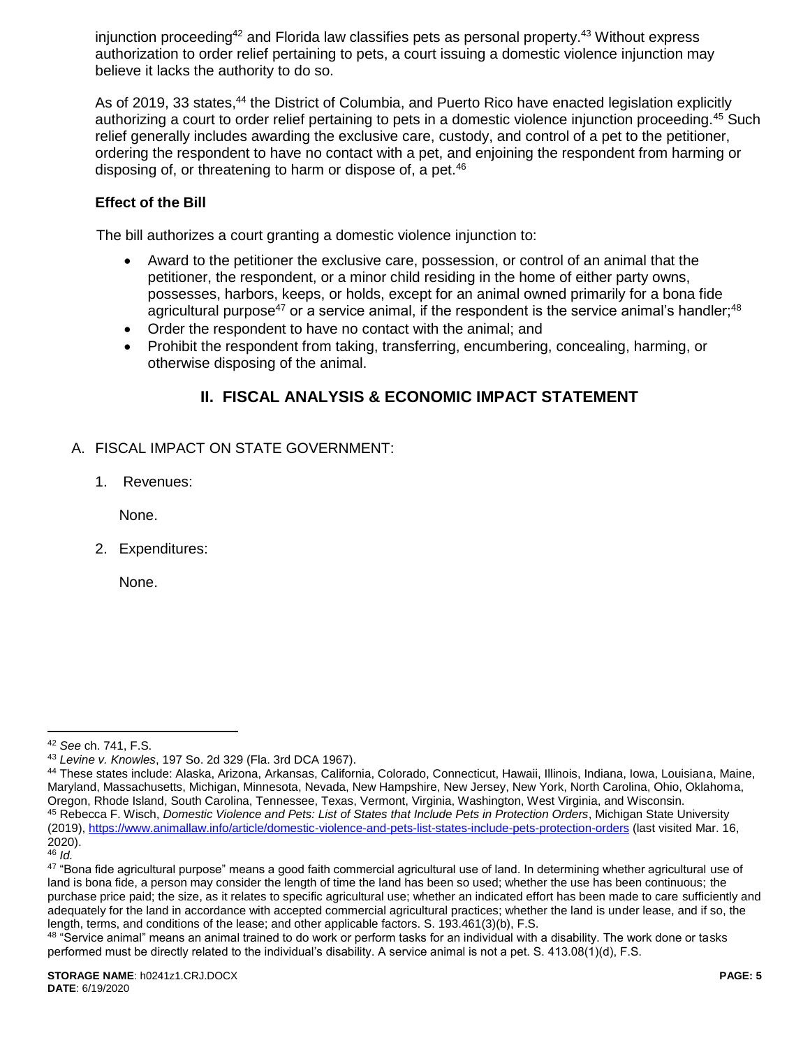injunction proceeding[42] and Florida law classifies pets as personal property.[43] Without express authorization to order relief pertaining to pets, a court issuing a domestic violence injunction may believe it lacks the authority to do so.

As of 2019, 33 states,[44] the District of Columbia, and Puerto Rico have enacted legislation explicitly authorizing a court to order relief pertaining to pets in a domestic violence injunction proceeding.[45] Such relief generally includes awarding the exclusive care, custody, and control of a pet to the petitioner, ordering the respondent to have no contact with a pet, and enjoining the respondent from harming or disposing of, or threatening to harm or dispose of, a pet.[46]

**Effect of the Bill**

The bill authorizes a court granting a domestic violence injunction to:

- Award to the petitioner the exclusive care, possession, or control of an animal that the petitioner, the respondent, or a minor child residing in the home of either party owns, possesses, harbors, keeps, or holds, except for an animal owned primarily for a bona fide agricultural purpose[47] or a service animal, if the respondent is the service animal's handler;[48]
- Order the respondent to have no contact with the animal; and
- Prohibit the respondent from taking, transferring, encumbering, concealing, harming, or otherwise disposing of the animal.

## II. FISCAL ANALYSIS & ECONOMIC IMPACT STATEMENT

A. FISCAL IMPACT ON STATE GOVERNMENT:

1. Revenues:

   None.

2. Expenditures:

   None.

---

[42] *See* ch. 741, F.S.

[43] *Levine v. Knowles*, 197 So. 2d 329 (Fla. 3rd DCA 1967).

[44] These states include: Alaska, Arizona, Arkansas, California, Colorado, Connecticut, Hawaii, Illinois, Indiana, Iowa, Louisiana, Maine, Maryland, Massachusetts, Michigan, Minnesota, Nevada, New Hampshire, New Jersey, New York, North Carolina, Ohio, Oklahoma, Oregon, Rhode Island, South Carolina, Tennessee, Texas, Vermont, Virginia, Washington, West Virginia, and Wisconsin.

[45] Rebecca F. Wisch, *Domestic Violence and Pets: List of States that Include Pets in Protection Orders*, Michigan State University (2019), https://www.animallaw.info/article/domestic-violence-and-pets-list-states-include-pets-protection-orders (last visited Mar. 16, 2020).

[46] *Id.*

[47] "Bona fide agricultural purpose" means a good faith commercial agricultural use of land. In determining whether agricultural use of land is bona fide, a person may consider the length of time the land has been so used; whether the use has been continuous; the purchase price paid; the size, as it relates to specific agricultural use; whether an indicated effort has been made to care sufficiently and adequately for the land in accordance with accepted commercial agricultural practices; whether the land is under lease, and if so, the length, terms, and conditions of the lease; and other applicable factors. S. 193.461(3)(b), F.S.

[48] "Service animal" means an animal trained to do work or perform tasks for an individual with a disability. The work done or tasks performed must be directly related to the individual's disability. A service animal is not a pet. S. 413.08(1)(d), F.S.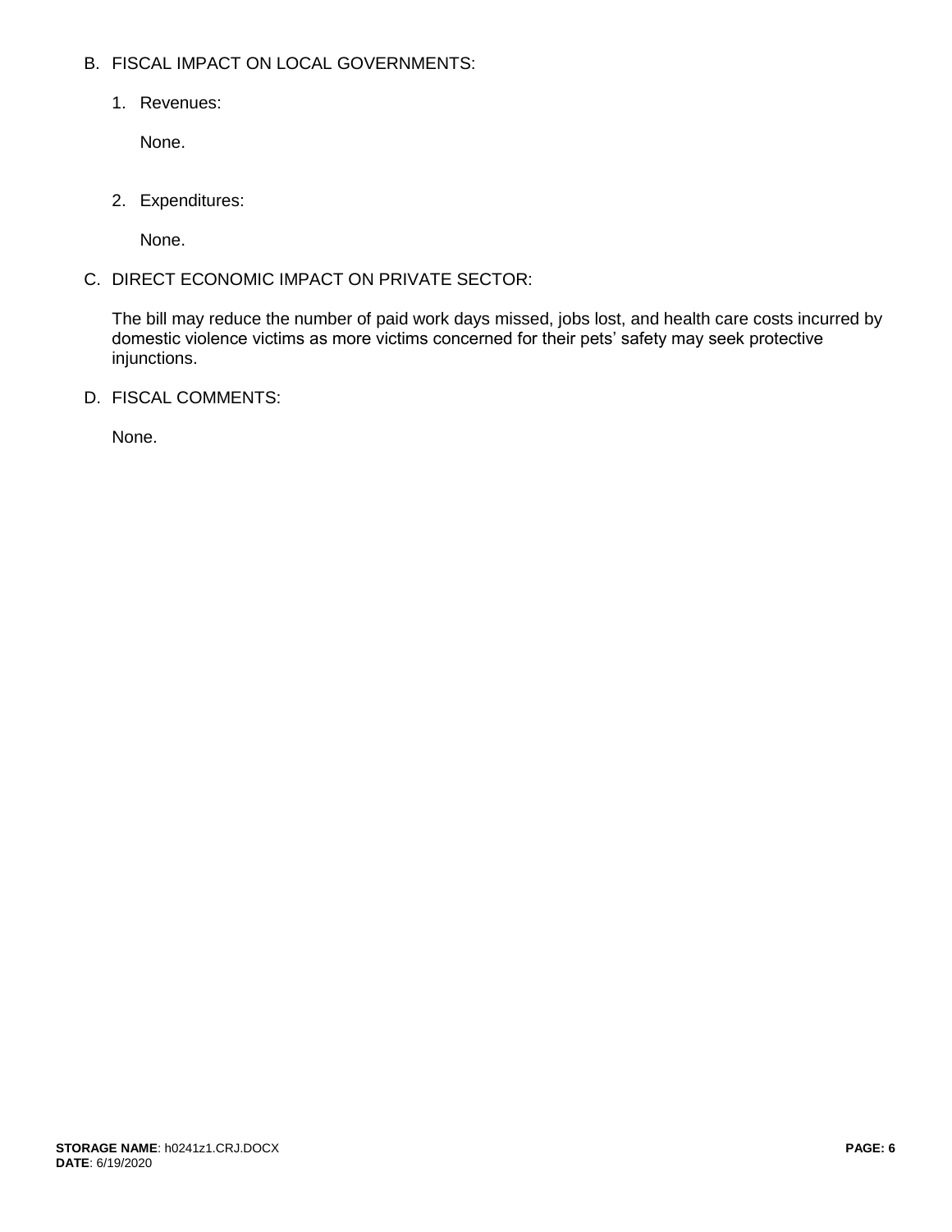B. FISCAL IMPACT ON LOCAL GOVERNMENTS:

1. Revenues:

   None.

2. Expenditures:

   None.

C. DIRECT ECONOMIC IMPACT ON PRIVATE SECTOR:

The bill may reduce the number of paid work days missed, jobs lost, and health care costs incurred by domestic violence victims as more victims concerned for their pets' safety may seek protective injunctions.

D. FISCAL COMMENTS:

None.